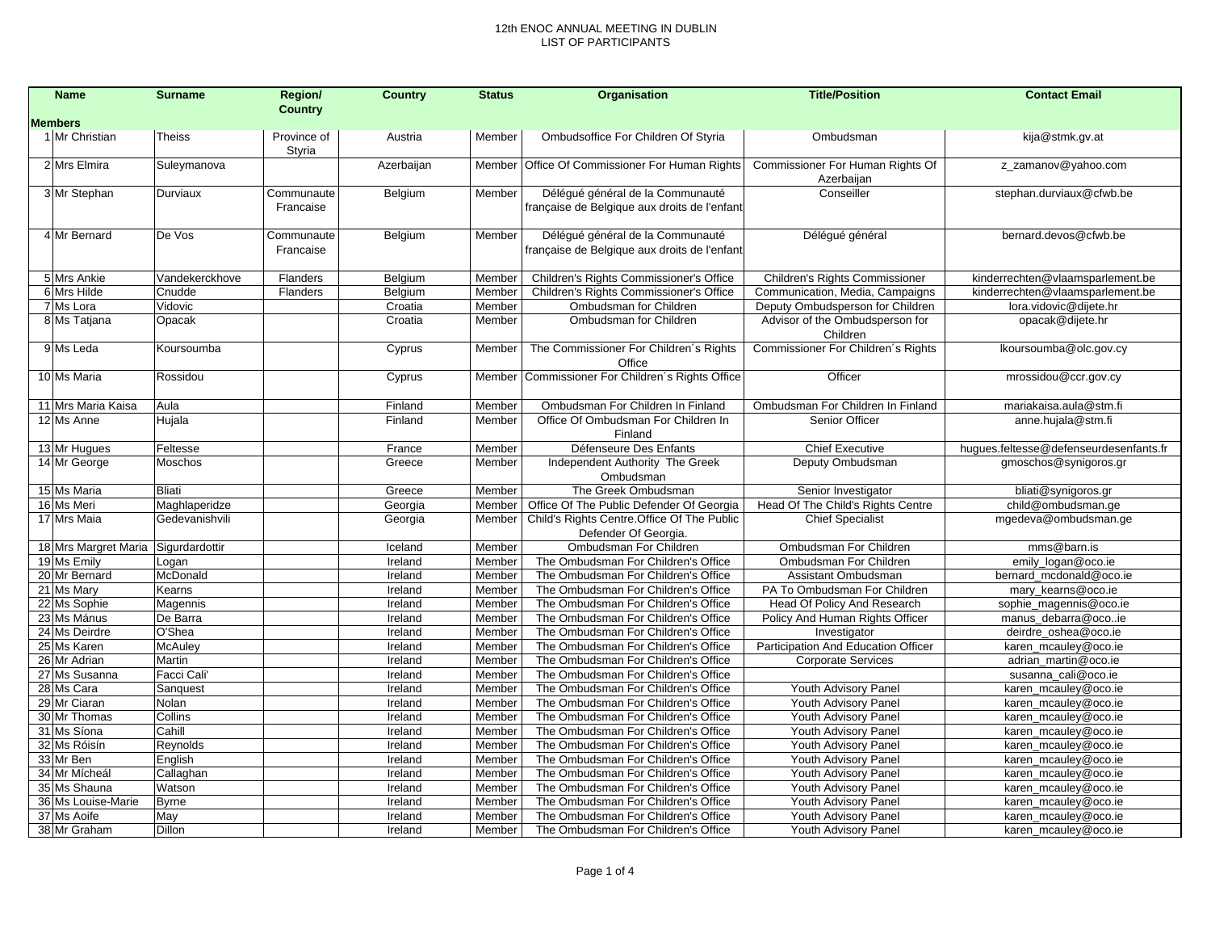12th ENOC ANNUAL MEETING IN DUBLIN
LIST OF PARTICIPANTS

| | Name | Surname | Region/ Country | Country | Status | Organisation | Title/Position | Contact Email |
|---|---|---|---|---|---|---|---|---|
| **Members** | | | | | | | | |
| 1 | Mr Christian | Theiss | Province of Styria | Austria | Member | Ombudsoffice For Children Of Styria | Ombudsman | kija@stmk.gv.at |
| 2 | Mrs Elmira | Suleymanova | | Azerbaijan | Member | Office Of Commissioner For Human Rights | Commissioner For Human Rights Of Azerbaijan | z_zamanov@yahoo.com |
| 3 | Mr Stephan | Durviaux | Communaute Francaise | Belgium | Member | Délégué général de la Communauté française de Belgique aux droits de l'enfant | Conseiller | stephan.durviaux@cfwb.be |
| 4 | Mr Bernard | De Vos | Communaute Francaise | Belgium | Member | Délégué général de la Communauté française de Belgique aux droits de l'enfant | Délégué général | bernard.devos@cfwb.be |
| 5 | Mrs Ankie | Vandekerckhove | Flanders | Belgium | Member | Children's Rights Commissioner's Office | Children's Rights Commissioner | kinderrechten@vlaamsparlement.be |
| 6 | Mrs Hilde | Cnudde | Flanders | Belgium | Member | Children's Rights Commissioner's Office | Communication, Media, Campaigns | kinderrechten@vlaamsparlement.be |
| 7 | Ms Lora | Vidovic | | Croatia | Member | Ombudsman for Children | Deputy Ombudsperson for Children | lora.vidovic@dijete.hr |
| 8 | Ms Tatjana | Opacak | | Croatia | Member | Ombudsman for Children | Advisor of the Ombudsperson for Children | opacak@dijete.hr |
| 9 | Ms Leda | Koursoumba | | Cyprus | Member | The Commissioner For Children´s Rights Office | Commissioner For Children´s Rights | lkoursoumba@olc.gov.cy |
| 10 | Ms Maria | Rossidou | | Cyprus | Member | Commissioner For Children´s Rights Office | Officer | mrossidou@ccr.gov.cy |
| 11 | Mrs Maria Kaisa | Aula | | Finland | Member | Ombudsman For Children In Finland | Ombudsman For Children In Finland | mariakaisa.aula@stm.fi |
| 12 | Ms Anne | Hujala | | Finland | Member | Office Of Ombudsman For Children In Finland | Senior Officer | anne.hujala@stm.fi |
| 13 | Mr Hugues | Feltesse | | France | Member | Défenseure Des Enfants | Chief Executive | hugues.feltesse@defenseurdesenfants.fr |
| 14 | Mr George | Moschos | | Greece | Member | Independent Authority The Greek Ombudsman | Deputy Ombudsman | gmoschos@synigoros.gr |
| 15 | Ms Maria | Bliati | | Greece | Member | The Greek Ombudsman | Senior Investigator | bliati@synigoros.gr |
| 16 | Ms Meri | Maghlaperidze | | Georgia | Member | Office Of The Public Defender Of Georgia | Head Of The Child's Rights Centre | child@ombudsman.ge |
| 17 | Mrs Maia | Gedevanishvili | | Georgia | Member | Child's Rights Centre.Office Of The Public Defender Of Georgia. | Chief Specialist | mgedeva@ombudsman.ge |
| 18 | Mrs Margret Maria | Sigurdardottir | | Iceland | Member | Ombudsman For Children | Ombudsman For Children | mms@barn.is |
| 19 | Ms Emily | Logan | | Ireland | Member | The Ombudsman For Children's Office | Ombudsman For Children | emily_logan@oco.ie |
| 20 | Mr Bernard | McDonald | | Ireland | Member | The Ombudsman For Children's Office | Assistant Ombudsman | bernard_mcdonald@oco.ie |
| 21 | Ms Mary | Kearns | | Ireland | Member | The Ombudsman For Children's Office | PA To Ombudsman For Children | mary_kearns@oco.ie |
| 22 | Ms Sophie | Magennis | | Ireland | Member | The Ombudsman For Children's Office | Head Of Policy And Research | sophie_magennis@oco.ie |
| 23 | Ms Mánus | De Barra | | Ireland | Member | The Ombudsman For Children's Office | Policy And Human Rights Officer | manus_debarra@oco..ie |
| 24 | Ms Deirdre | O'Shea | | Ireland | Member | The Ombudsman For Children's Office | Investigator | deirdre_oshea@oco.ie |
| 25 | Ms Karen | McAuley | | Ireland | Member | The Ombudsman For Children's Office | Participation And Education Officer | karen_mcauley@oco.ie |
| 26 | Mr Adrian | Martin | | Ireland | Member | The Ombudsman For Children's Office | Corporate Services | adrian_martin@oco.ie |
| 27 | Ms Susanna | Facci Cali' | | Ireland | Member | The Ombudsman For Children's Office | | susanna_cali@oco.ie |
| 28 | Ms Cara | Sanquest | | Ireland | Member | The Ombudsman For Children's Office | Youth Advisory Panel | karen_mcauley@oco.ie |
| 29 | Mr Ciaran | Nolan | | Ireland | Member | The Ombudsman For Children's Office | Youth Advisory Panel | karen_mcauley@oco.ie |
| 30 | Mr Thomas | Collins | | Ireland | Member | The Ombudsman For Children's Office | Youth Advisory Panel | karen_mcauley@oco.ie |
| 31 | Ms Síona | Cahill | | Ireland | Member | The Ombudsman For Children's Office | Youth Advisory Panel | karen_mcauley@oco.ie |
| 32 | Ms Róisín | Reynolds | | Ireland | Member | The Ombudsman For Children's Office | Youth Advisory Panel | karen_mcauley@oco.ie |
| 33 | Mr Ben | English | | Ireland | Member | The Ombudsman For Children's Office | Youth Advisory Panel | karen_mcauley@oco.ie |
| 34 | Mr Mícheál | Callaghan | | Ireland | Member | The Ombudsman For Children's Office | Youth Advisory Panel | karen_mcauley@oco.ie |
| 35 | Ms Shauna | Watson | | Ireland | Member | The Ombudsman For Children's Office | Youth Advisory Panel | karen_mcauley@oco.ie |
| 36 | Ms Louise-Marie | Byrne | | Ireland | Member | The Ombudsman For Children's Office | Youth Advisory Panel | karen_mcauley@oco.ie |
| 37 | Ms Aoife | May | | Ireland | Member | The Ombudsman For Children's Office | Youth Advisory Panel | karen_mcauley@oco.ie |
| 38 | Mr Graham | Dillon | | Ireland | Member | The Ombudsman For Children's Office | Youth Advisory Panel | karen_mcauley@oco.ie |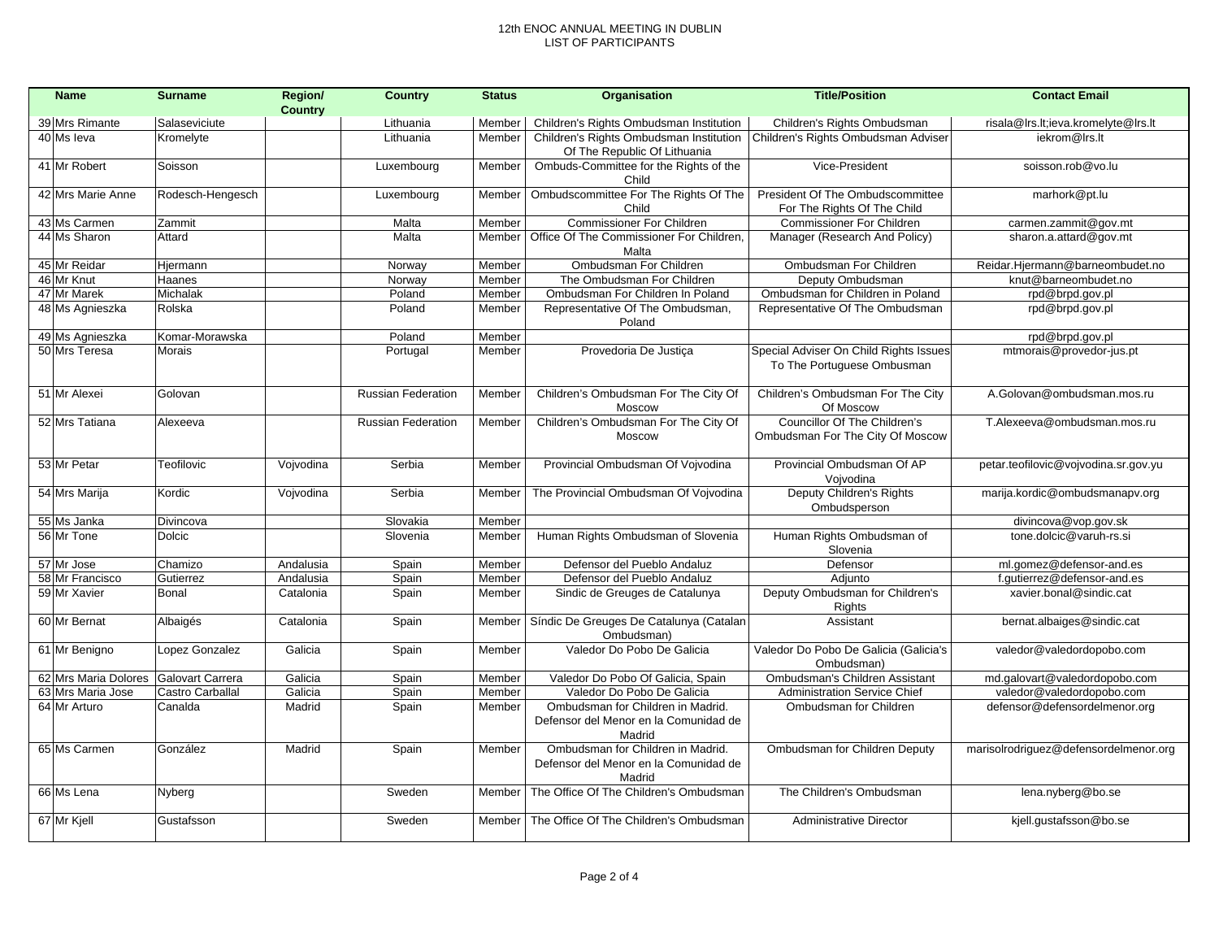12th ENOC ANNUAL MEETING IN DUBLIN
LIST OF PARTICIPANTS

| | Name | Surname | Region/ Country | Country | Status | Organisation | Title/Position | Contact Email |
|---|---|---|---|---|---|---|---|---|
| 39 | Mrs Rimante | Salaseviciute | | Lithuania | Member | Children's Rights Ombudsman Institution | Children's Rights Ombudsman | risala@lrs.lt;ieva.kromelyte@lrs.lt |
| 40 | Ms Ieva | Kromelyte | | Lithuania | Member | Children's Rights Ombudsman Institution Of The Republic Of Lithuania | Children's Rights Ombudsman Adviser | iekrom@lrs.lt |
| 41 | Mr Robert | Soisson | | Luxembourg | Member | Ombuds-Committee for the Rights of the Child | Vice-President | soisson.rob@vo.lu |
| 42 | Mrs Marie Anne | Rodesch-Hengesch | | Luxembourg | Member | Ombudscommittee For The Rights Of The Child | President Of The Ombudscommittee For The Rights Of The Child | marhork@pt.lu |
| 43 | Ms Carmen | Zammit | | Malta | Member | Commissioner For Children | Commissioner For Children | carmen.zammit@gov.mt |
| 44 | Ms Sharon | Attard | | Malta | Member | Office Of The Commissioner For Children, Malta | Manager (Research And Policy) | sharon.a.attard@gov.mt |
| 45 | Mr Reidar | Hjermann | | Norway | Member | Ombudsman For Children | Ombudsman For Children | Reidar.Hjermann@barneombudet.no |
| 46 | Mr Knut | Haanes | | Norway | Member | The Ombudsman For Children | Deputy Ombudsman | knut@barneombudet.no |
| 47 | Mr Marek | Michalak | | Poland | Member | Ombudsman For Children In Poland | Ombudsman for Children in Poland | rpd@brpd.gov.pl |
| 48 | Ms Agnieszka | Rolska | | Poland | Member | Representative Of The Ombudsman, Poland | Representative Of The Ombudsman | rpd@brpd.gov.pl |
| 49 | Ms Agnieszka | Komar-Morawska | | Poland | Member | | | rpd@brpd.gov.pl |
| 50 | Mrs Teresa | Morais | | Portugal | Member | Provedoria De Justiça | Special Adviser On Child Rights Issues To The Portuguese Ombusman | mtmorais@provedor-jus.pt |
| 51 | Mr Alexei | Golovan | | Russian Federation | Member | Children's Ombudsman For The City Of Moscow | Children's Ombudsman For The City Of Moscow | A.Golovan@ombudsman.mos.ru |
| 52 | Mrs Tatiana | Alexeeva | | Russian Federation | Member | Children's Ombudsman For The City Of Moscow | Councillor Of The Children's Ombudsman For The City Of Moscow | T.Alexeeva@ombudsman.mos.ru |
| 53 | Mr Petar | Teofilovic | Vojvodina | Serbia | Member | Provincial Ombudsman Of Vojvodina | Provincial Ombudsman Of AP Vojvodina | petar.teofilovic@vojvodina.sr.gov.yu |
| 54 | Mrs Marija | Kordic | Vojvodina | Serbia | Member | The Provincial Ombudsman Of Vojvodina | Deputy Children's Rights Ombudsperson | marija.kordic@ombudsmanapv.org |
| 55 | Ms Janka | Divincova | | Slovakia | Member | | | divincova@vop.gov.sk |
| 56 | Mr Tone | Dolcic | | Slovenia | Member | Human Rights Ombudsman of Slovenia | Human Rights Ombudsman of Slovenia | tone.dolcic@varuh-rs.si |
| 57 | Mr Jose | Chamizo | Andalusia | Spain | Member | Defensor del Pueblo Andaluz | Defensor | ml.gomez@defensor-and.es |
| 58 | Mr Francisco | Gutierrez | Andalusia | Spain | Member | Defensor del Pueblo Andaluz | Adjunto | f.gutierrez@defensor-and.es |
| 59 | Mr Xavier | Bonal | Catalonia | Spain | Member | Sindic de Greuges de Catalunya | Deputy Ombudsman for Children's Rights | xavier.bonal@sindic.cat |
| 60 | Mr Bernat | Albaigés | Catalonia | Spain | Member | Síndic De Greuges De Catalunya (Catalan Ombudsman) | Assistant | bernat.albaiges@sindic.cat |
| 61 | Mr Benigno | Lopez Gonzalez | Galicia | Spain | Member | Valedor Do Pobo De Galicia | Valedor Do Pobo De Galicia (Galicia's Ombudsman) | valedor@valedordopobo.com |
| 62 | Mrs Maria Dolores | Galovart Carrera | Galicia | Spain | Member | Valedor Do Pobo Of Galicia, Spain | Ombudsman's Children Assistant | md.galovart@valedordopobo.com |
| 63 | Mrs Maria Jose | Castro Carballal | Galicia | Spain | Member | Valedor Do Pobo De Galicia | Administration Service Chief | valedor@valedordopobo.com |
| 64 | Mr Arturo | Canalda | Madrid | Spain | Member | Ombudsman for Children in Madrid. Defensor del Menor en la Comunidad de Madrid | Ombudsman for Children | defensor@defensordelmenor.org |
| 65 | Ms Carmen | González | Madrid | Spain | Member | Ombudsman for Children in Madrid. Defensor del Menor en la Comunidad de Madrid | Ombudsman for Children Deputy | marisolrodriguez@defensordelmenor.org |
| 66 | Ms Lena | Nyberg | | Sweden | Member | The Office Of The Children's Ombudsman | The Children's Ombudsman | lena.nyberg@bo.se |
| 67 | Mr Kjell | Gustafsson | | Sweden | Member | The Office Of The Children's Ombudsman | Administrative Director | kjell.gustafsson@bo.se |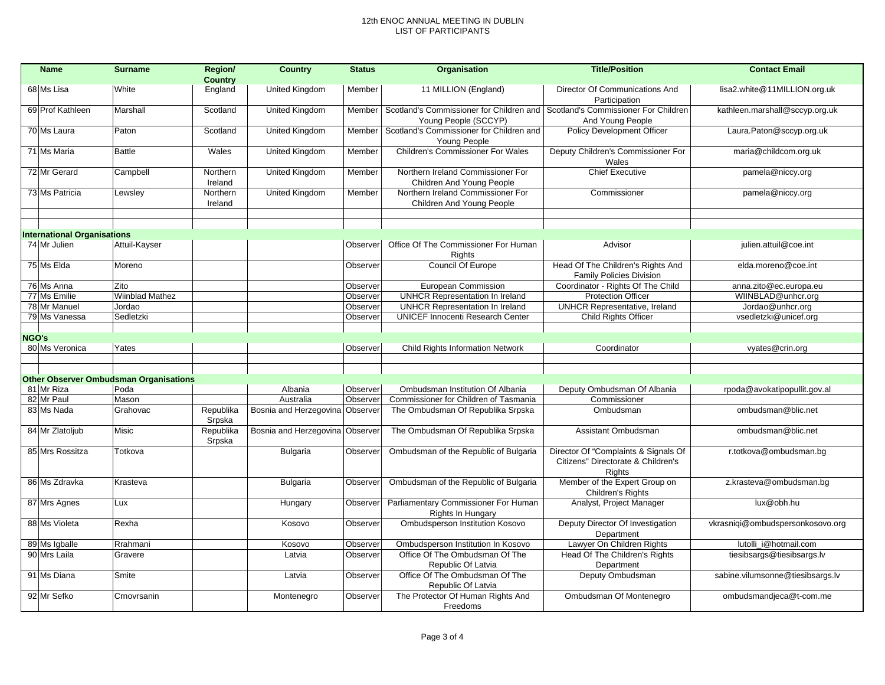12th ENOC ANNUAL MEETING IN DUBLIN
LIST OF PARTICIPANTS

| | Name | Surname | Region/ Country | Country | Status | Organisation | Title/Position | Contact Email |
|---|---|---|---|---|---|---|---|---|
| 68 | Ms Lisa | White | England | United Kingdom | Member | 11 MILLION (England) | Director Of Communications And Participation | lisa2.white@11MILLION.org.uk |
| 69 | Prof Kathleen | Marshall | Scotland | United Kingdom | Member | Scotland's Commissioner for Children and Young People (SCCYP) | Scotland's Commissioner For Children And Young People | kathleen.marshall@sccyp.org.uk |
| 70 | Ms Laura | Paton | Scotland | United Kingdom | Member | Scotland's Commissioner for Children and Young People | Policy Development Officer | Laura.Paton@sccyp.org.uk |
| 71 | Ms Maria | Battle | Wales | United Kingdom | Member | Children's Commissioner For Wales | Deputy Children's Commissioner For Wales | maria@childcom.org.uk |
| 72 | Mr Gerard | Campbell | Northern Ireland | United Kingdom | Member | Northern Ireland Commissioner For Children And Young People | Chief Executive | pamela@niccy.org |
| 73 | Ms Patricia | Lewsley | Northern Ireland | United Kingdom | Member | Northern Ireland Commissioner For Children And Young People | Commissioner | pamela@niccy.org |
| | | | | | | | | |
| | | | | | | | | |
| **International Organisations** | | | | | | | | |
| 74 | Mr Julien | Attuil-Kayser | | | Observer | Office Of The Commissioner For Human Rights | Advisor | julien.attuil@coe.int |
| 75 | Ms Elda | Moreno | | | Observer | Council Of Europe | Head Of The Children's Rights And Family Policies Division | elda.moreno@coe.int |
| 76 | Ms Anna | Zito | | | Observer | European Commission | Coordinator - Rights Of The Child | anna.zito@ec.europa.eu |
| 77 | Ms Emilie | Wiinblad Mathez | | | Observer | UNHCR Representation In Ireland | Protection Officer | WIINBLAD@unhcr.org |
| 78 | Mr Manuel | Jordao | | | Observer | UNHCR Representation In Ireland | UNHCR Representative, Ireland | Jordao@unhcr.org |
| 79 | Ms Vanessa | Sedletzki | | | Observer | UNICEF Innocenti Research Center | Child Rights Officer | vsedletzki@unicef.org |
| | | | | | | | | |
| **NGO's** | | | | | | | | |
| 80 | Ms Veronica | Yates | | | Observer | Child Rights Information Network | Coordinator | vyates@crin.org |
| | | | | | | | | |
| | | | | | | | | |
| **Other Observer Ombudsman Organisations** | | | | | | | | |
| 81 | Mr Riza | Poda | | Albania | Observer | Ombudsman Institution Of Albania | Deputy Ombudsman Of Albania | rpoda@avokatipopullit.gov.al |
| 82 | Mr Paul | Mason | | Australia | Observer | Commissioner for Children of Tasmania | Commissioner | |
| 83 | Ms Nada | Grahovac | Republika Srpska | Bosnia and Herzegovina | Observer | The Ombudsman Of Republika Srpska | Ombudsman | ombudsman@blic.net |
| 84 | Mr Zlatoljub | Misic | Republika Srpska | Bosnia and Herzegovina | Observer | The Ombudsman Of Republika Srpska | Assistant Ombudsman | ombudsman@blic.net |
| 85 | Mrs Rossitza | Totkova | | Bulgaria | Observer | Ombudsman of the Republic of Bulgaria | Director Of "Complaints & Signals Of Citizens" Directorate & Children's Rights | r.totkova@ombudsman.bg |
| 86 | Ms Zdravka | Krasteva | | Bulgaria | Observer | Ombudsman of the Republic of Bulgaria | Member of the Expert Group on Children's Rights | z.krasteva@ombudsman.bg |
| 87 | Mrs Agnes | Lux | | Hungary | Observer | Parliamentary Commissioner For Human Rights In Hungary | Analyst, Project Manager | lux@obh.hu |
| 88 | Ms Violeta | Rexha | | Kosovo | Observer | Ombudsperson Institution Kosovo | Deputy Director Of Investigation Department | vkrasniqi@ombudspersonkosovo.org |
| 89 | Ms Igballe | Rrahmani | | Kosovo | Observer | Ombudsperson Institution In Kosovo | Lawyer On Children Rights | lutolli_i@hotmail.com |
| 90 | Mrs Laila | Gravere | | Latvia | Observer | Office Of The Ombudsman Of The Republic Of Latvia | Head Of The Children's Rights Department | tiesibsargs@tiesibsargs.lv |
| 91 | Ms Diana | Smite | | Latvia | Observer | Office Of The Ombudsman Of The Republic Of Latvia | Deputy Ombudsman | sabine.vilumsonne@tiesibsargs.lv |
| 92 | Mr Sefko | Crnovrsanin | | Montenegro | Observer | The Protector Of Human Rights And Freedoms | Ombudsman Of Montenegro | ombudsmandjeca@t-com.me |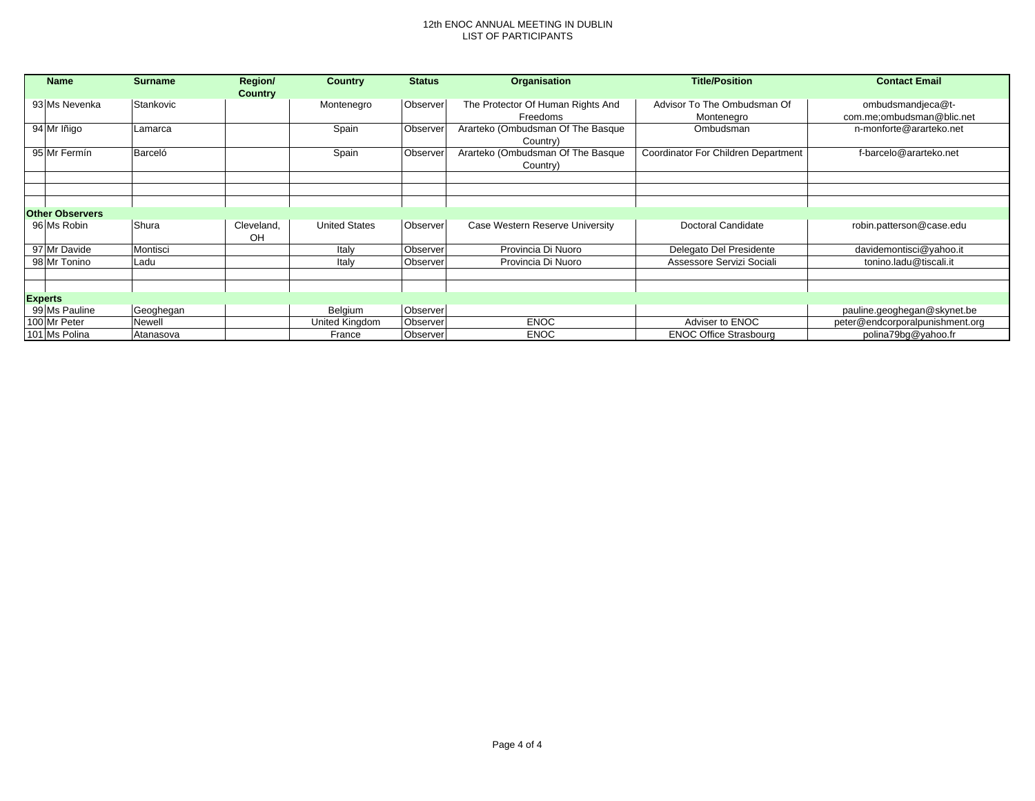12th ENOC ANNUAL MEETING IN DUBLIN
LIST OF PARTICIPANTS

| | Name | Surname | Region/ Country | Country | Status | Organisation | Title/Position | Contact Email |
|---|---|---|---|---|---|---|---|---|
| 93 | Ms Nevenka | Stankovic | | Montenegro | Observer | The Protector Of Human Rights And Freedoms | Advisor To The Ombudsman Of Montenegro | ombudsmandjeca@t-com.me;ombudsman@blic.net |
| 94 | Mr Iñigo | Lamarca | | Spain | Observer | Ararteko (Ombudsman Of The Basque Country) | Ombudsman | n-monforte@ararteko.net |
| 95 | Mr Fermín | Barceló | | Spain | Observer | Ararteko (Ombudsman Of The Basque Country) | Coordinator For Children Department | f-barcelo@ararteko.net |
| | | | | | | | | |
| | | | | | | | | |
| | | | | | | | | |
| **Other Observers** | | | | | | | | |
| 96 | Ms Robin | Shura | Cleveland, OH | United States | Observer | Case Western Reserve University | Doctoral Candidate | robin.patterson@case.edu |
| 97 | Mr Davide | Montisci | | Italy | Observer | Provincia Di Nuoro | Delegato Del Presidente | davidemontisci@yahoo.it |
| 98 | Mr Tonino | Ladu | | Italy | Observer | Provincia Di Nuoro | Assessore Servizi Sociali | tonino.ladu@tiscali.it |
| | | | | | | | | |
| | | | | | | | | |
| **Experts** | | | | | | | | |
| 99 | Ms Pauline | Geoghegan | | Belgium | Observer | | | pauline.geoghegan@skynet.be |
| 100 | Mr Peter | Newell | | United Kingdom | Observer | ENOC | Adviser to ENOC | peter@endcorporalpunishment.org |
| 101 | Ms Polina | Atanasova | | France | Observer | ENOC | ENOC Office Strasbourg | polina79bg@yahoo.fr |